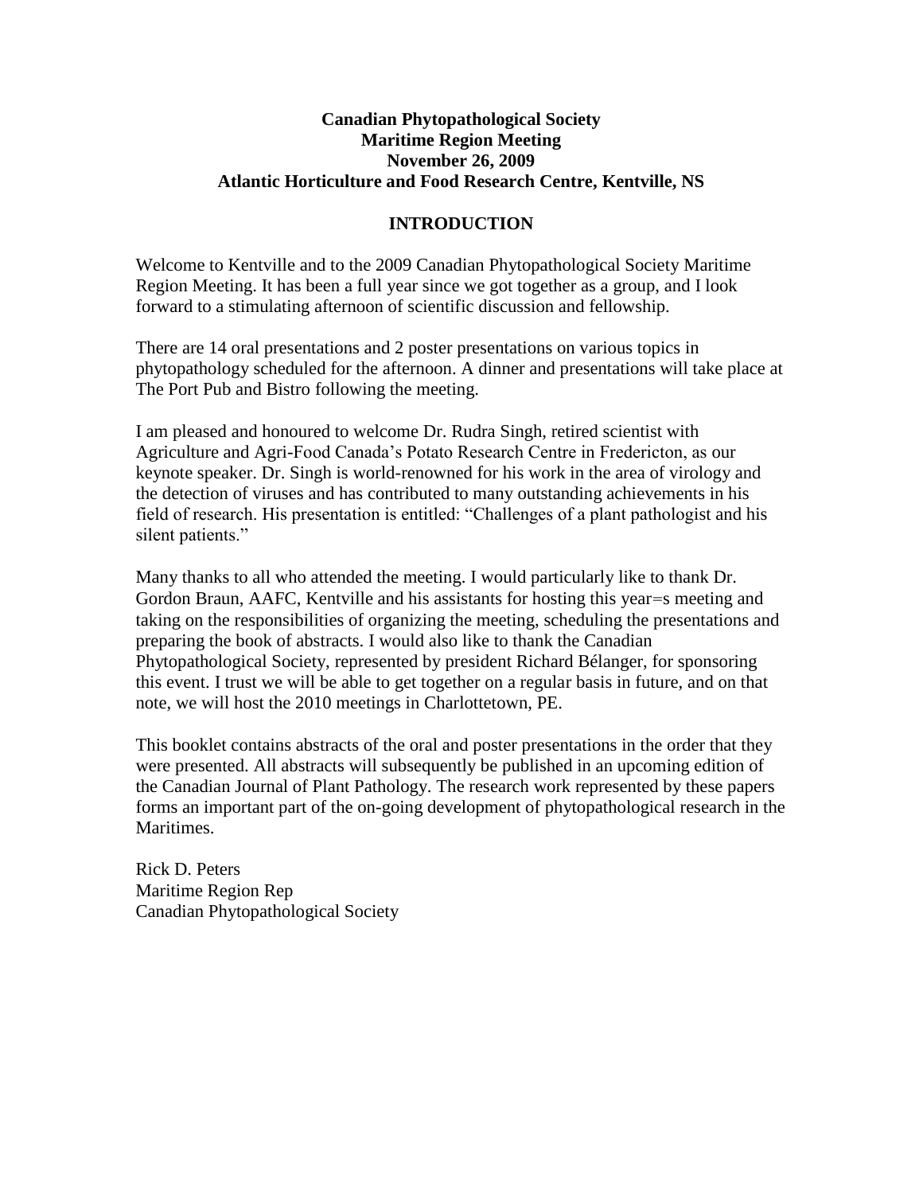**Canadian Phytopathological Society**
**Maritime Region Meeting**
**November 26, 2009**
**Atlantic Horticulture and Food Research Centre, Kentville, NS**

## INTRODUCTION

Welcome to Kentville and to the 2009 Canadian Phytopathological Society Maritime Region Meeting. It has been a full year since we got together as a group, and I look forward to a stimulating afternoon of scientific discussion and fellowship.

There are 14 oral presentations and 2 poster presentations on various topics in phytopathology scheduled for the afternoon. A dinner and presentations will take place at The Port Pub and Bistro following the meeting.

I am pleased and honoured to welcome Dr. Rudra Singh, retired scientist with Agriculture and Agri-Food Canada's Potato Research Centre in Fredericton, as our keynote speaker. Dr. Singh is world-renowned for his work in the area of virology and the detection of viruses and has contributed to many outstanding achievements in his field of research. His presentation is entitled: "Challenges of a plant pathologist and his silent patients."

Many thanks to all who attended the meeting. I would particularly like to thank Dr. Gordon Braun, AAFC, Kentville and his assistants for hosting this year=s meeting and taking on the responsibilities of organizing the meeting, scheduling the presentations and preparing the book of abstracts. I would also like to thank the Canadian Phytopathological Society, represented by president Richard Bélanger, for sponsoring this event. I trust we will be able to get together on a regular basis in future, and on that note, we will host the 2010 meetings in Charlottetown, PE.

This booklet contains abstracts of the oral and poster presentations in the order that they were presented. All abstracts will subsequently be published in an upcoming edition of the Canadian Journal of Plant Pathology. The research work represented by these papers forms an important part of the on-going development of phytopathological research in the Maritimes.

Rick D. Peters
Maritime Region Rep
Canadian Phytopathological Society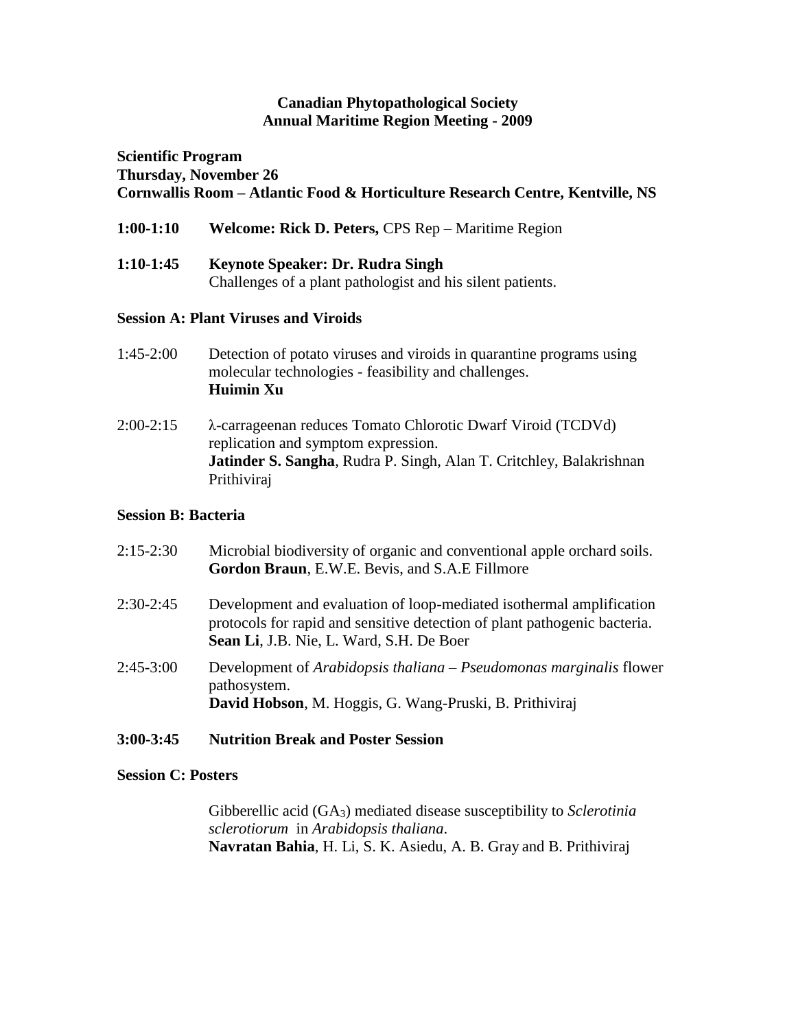**Canadian Phytopathological Society**
**Annual Maritime Region Meeting - 2009**

**Scientific Program**
**Thursday, November 26**
**Cornwallis Room – Atlantic Food & Horticulture Research Centre, Kentville, NS**

**1:00-1:10** **Welcome: Rick D. Peters,** CPS Rep – Maritime Region

**1:10-1:45** **Keynote Speaker: Dr. Rudra Singh**
Challenges of a plant pathologist and his silent patients.

**Session A: Plant Viruses and Viroids**

1:45-2:00 Detection of potato viruses and viroids in quarantine programs using molecular technologies - feasibility and challenges.
**Huimin Xu**

2:00-2:15 λ-carrageenan reduces Tomato Chlorotic Dwarf Viroid (TCDVd) replication and symptom expression.
**Jatinder S. Sangha**, Rudra P. Singh, Alan T. Critchley, Balakrishnan Prithiviraj

**Session B: Bacteria**

2:15-2:30 Microbial biodiversity of organic and conventional apple orchard soils.
**Gordon Braun**, E.W.E. Bevis, and S.A.E Fillmore

2:30-2:45 Development and evaluation of loop-mediated isothermal amplification protocols for rapid and sensitive detection of plant pathogenic bacteria.
**Sean Li**, J.B. Nie, L. Ward, S.H. De Boer

2:45-3:00 Development of *Arabidopsis thaliana* – *Pseudomonas marginalis* flower pathosystem.
**David Hobson**, M. Hoggis, G. Wang-Pruski, B. Prithiviraj

**3:00-3:45** **Nutrition Break and Poster Session**

**Session C: Posters**

Gibberellic acid ($GA_3$) mediated disease susceptibility to *Sclerotinia sclerotiorum* in *Arabidopsis thaliana*.
**Navratan Bahia**, H. Li, S. K. Asiedu, A. B. Gray and B. Prithiviraj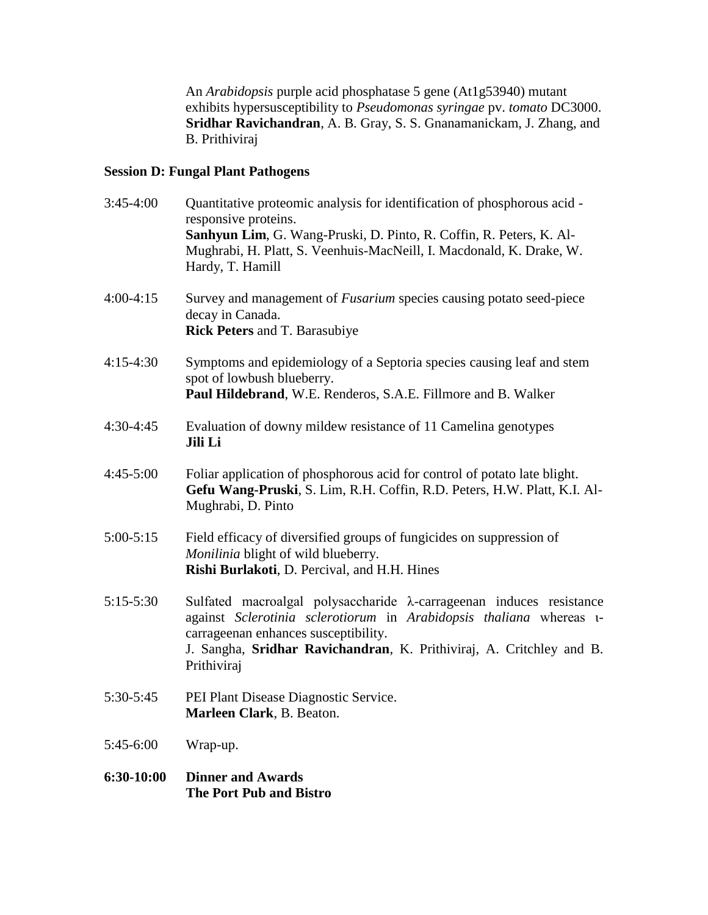An *Arabidopsis* purple acid phosphatase 5 gene (At1g53940) mutant exhibits hypersusceptibility to *Pseudomonas syringae* pv. *tomato* DC3000.
**Sridhar Ravichandran**, A. B. Gray, S. S. Gnanamanickam, J. Zhang, and B. Prithiviraj

**Session D: Fungal Plant Pathogens**

3:45-4:00 Quantitative proteomic analysis for identification of phosphorous acid -responsive proteins.
**Sanhyun Lim**, G. Wang-Pruski, D. Pinto, R. Coffin, R. Peters, K. Al-Mughrabi, H. Platt, S. Veenhuis-MacNeill, I. Macdonald, K. Drake, W. Hardy, T. Hamill

4:00-4:15 Survey and management of *Fusarium* species causing potato seed-piece decay in Canada.
**Rick Peters** and T. Barasubiye

4:15-4:30 Symptoms and epidemiology of a Septoria species causing leaf and stem spot of lowbush blueberry.
**Paul Hildebrand**, W.E. Renderos, S.A.E. Fillmore and B. Walker

4:30-4:45 Evaluation of downy mildew resistance of 11 Camelina genotypes
**Jili Li**

4:45-5:00 Foliar application of phosphorous acid for control of potato late blight.
**Gefu Wang-Pruski**, S. Lim, R.H. Coffin, R.D. Peters, H.W. Platt, K.I. Al-Mughrabi, D. Pinto

5:00-5:15 Field efficacy of diversified groups of fungicides on suppression of *Monilinia* blight of wild blueberry.
**Rishi Burlakoti**, D. Percival, and H.H. Hines

5:15-5:30 Sulfated macroalgal polysaccharide λ-carrageenan induces resistance against *Sclerotinia sclerotiorum* in *Arabidopsis thaliana* whereas ι-carrageenan enhances susceptibility.
J. Sangha, **Sridhar Ravichandran**, K. Prithiviraj, A. Critchley and B. Prithiviraj

5:30-5:45 PEI Plant Disease Diagnostic Service.
**Marleen Clark**, B. Beaton.

5:45-6:00 Wrap-up.

**6:30-10:00 Dinner and Awards**
**The Port Pub and Bistro**